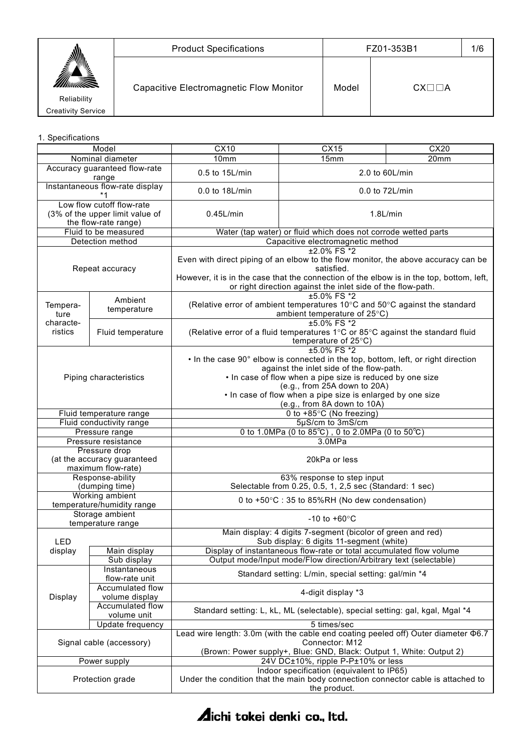| Product Specifications | FZ01-353B1 | |
|---|---|---|
| Capacitive Electromagnetic Flow Monitor | Model | CX□□A |

Reliability
Creativity Service

1. Specifications

| Model | | CX10 | CX15 | CX20 |
|---|---|---|---|---|
| Nominal diameter | | 10mm | 15mm | 20mm |
| Accuracy guaranteed flow-rate range | | 0.5 to 15L/min | 2.0 to 60L/min | |
| Instantaneous flow-rate display *1 | | 0.0 to 18L/min | 0.0 to 72L/min | |
| Low flow cutoff flow-rate (3% of the upper limit value of the flow-rate range) | | 0.45L/min | 1.8L/min | |
| Fluid to be measured | | Water (tap water) or fluid which does not corrode wetted parts | | |
| Detection method | | Capacitive electromagnetic method | | |
| Repeat accuracy | | ±2.0% FS *2<br>Even with direct piping of an elbow to the flow monitor, the above accuracy can be satisfied.<br>However, it is in the case that the connection of the elbow is in the top, bottom, left, or right direction against the inlet side of the flow-path. | | |
| Temperature characteristics | Ambient temperature | ±5.0% FS *2<br>(Relative error of ambient temperatures 10°C and 50°C against the standard ambient temperature of 25°C) | | |
| | Fluid temperature | ±5.0% FS *2<br>(Relative error of a fluid temperatures 1°C or 85°C against the standard fluid temperature of 25°C) | | |
| Piping characteristics | | ±5.0% FS *2<br>• In the case 90° elbow is connected in the top, bottom, left, or right direction against the inlet side of the flow-path.<br>• In case of flow when a pipe size is reduced by one size (e.g., from 25A down to 20A)<br>• In case of flow when a pipe size is enlarged by one size (e.g., from 8A down to 10A) | | |
| Fluid temperature range | | 0 to +85°C (No freezing) | | |
| Fluid conductivity range | | 5μS/cm to 3mS/cm | | |
| Pressure range | | 0 to 1.0MPa (0 to 85℃) , 0 to 2.0MPa (0 to 50℃) | | |
| Pressure resistance | | 3.0MPa | | |
| Pressure drop (at the accuracy guaranteed maximum flow-rate) | | 20kPa or less | | |
| Response-ability (dumping time) | | 63% response to step input<br>Selectable from 0.25, 0.5, 1, 2,5 sec (Standard: 1 sec) | | |
| Working ambient temperature/humidity range | | 0 to +50°C : 35 to 85%RH (No dew condensation) | | |
| Storage ambient temperature range | | -10 to +60°C | | |
| LED display | | Main display: 4 digits 7-segment (bicolor of green and red)<br>Sub display: 6 digits 11-segment (white) | | |
| | Main display | Display of instantaneous flow-rate or total accumulated flow volume | | |
| | Sub display | Output mode/Input mode/Flow direction/Arbitrary text (selectable) | | |
| Display | Instantaneous flow-rate unit | Standard setting: L/min, special setting: gal/min *4 | | |
| | Accumulated flow volume display | 4-digit display *3 | | |
| | Accumulated flow volume unit | Standard setting: L, kL, ML (selectable), special setting: gal, kgal, Mgal *4 | | |
| | Update frequency | 5 times/sec | | |
| Signal cable (accessory) | | Lead wire length: 3.0m (with the cable end coating peeled off) Outer diameter Φ6.7<br>Connector: M12<br>(Brown: Power supply+, Blue: GND, Black: Output 1, White: Output 2) | | |
| Power supply | | 24V DC±10%, ripple P-P±10% or less | | |
| Protection grade | | Indoor specification (equivalent to IP65)<br>Under the condition that the main body connection connector cable is attached to the product. | | |

Aichi tokei denki co., ltd.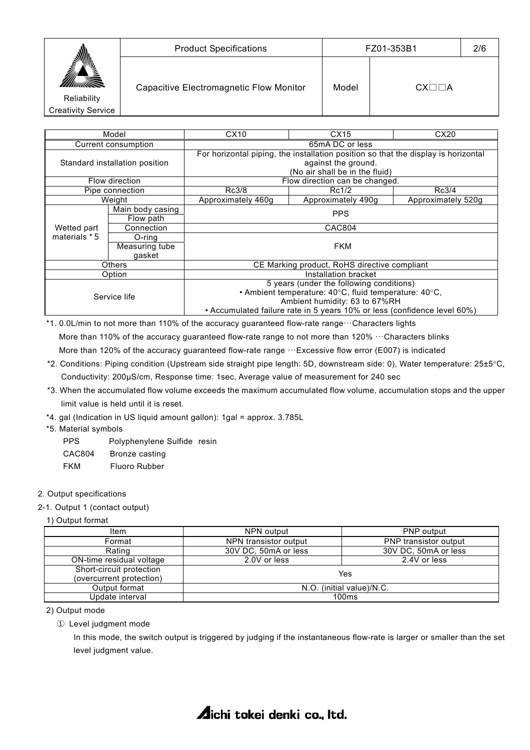| Model | | CX10 | CX15 | CX20 |
|---|---|---|---|---|
| Current consumption | | 65mA DC or less | | |
| Standard installation position | | For horizontal piping, the installation position so that the display is horizontal against the ground. (No air shall be in the fluid) | | |
| Flow direction | | Flow direction can be changed. | | |
| Pipe connection | | Rc3/8 | Rc1/2 | Rc3/4 |
| Weight | | Approximately 460g | Approximately 490g | Approximately 520g |
| Wetted part materials *5 | Main body casing | PPS | | |
| | Flow path | | | |
| | Connection | CAC804 | | |
| | O-ring | FKM | | |
| | Measuring tube gasket | | | |
| Others | | CE Marking product, RoHS directive compliant | | |
| Option | | Installation bracket | | |
| Service life | | 5 years (under the following conditions)<br>• Ambient temperature: 40°C, fluid temperature: 40°C, Ambient humidity: 63 to 67%RH<br>• Accumulated failure rate in 5 years 10% or less (confidence level 60%) | | |

*1. 0.0L/min to not more than 110% of the accuracy guaranteed flow-rate range…Characters lights
More than 110% of the accuracy guaranteed flow-rate range to not more than 120% …Characters blinks
More than 120% of the accuracy guaranteed flow-rate range …Excessive flow error (E007) is indicated

*2. Conditions: Piping condition (Upstream side straight pipe length: 5D, downstream side: 0), Water temperature: 25±5°C, Conductivity: 200μS/cm, Response time: 1sec, Average value of measurement for 240 sec

*3. When the accumulated flow volume exceeds the maximum accumulated flow volume, accumulation stops and the upper limit value is held until it is reset.

*4. gal (Indication in US liquid amount gallon): 1gal = approx. 3.785L

*5. Material symbols

PPS Polyphenylene Sulfide resin
CAC804 Bronze casting
FKM Fluoro Rubber

## 2. Output specifications

### 2-1. Output 1 (contact output)

1) Output format

| Item | NPN output | PNP output |
|---|---|---|
| Format | NPN transistor output | PNP transistor output |
| Rating | 30V DC, 50mA or less | 30V DC, 50mA or less |
| ON-time residual voltage | 2.0V or less | 2.4V or less |
| Short-circuit protection (overcurrent protection) | Yes | |
| Output format | N.O. (initial value)/N.C. | |
| Update interval | 100ms | |

2) Output mode

① Level judgment mode

In this mode, the switch output is triggered by judging if the instantaneous flow-rate is larger or smaller than the set level judgment value.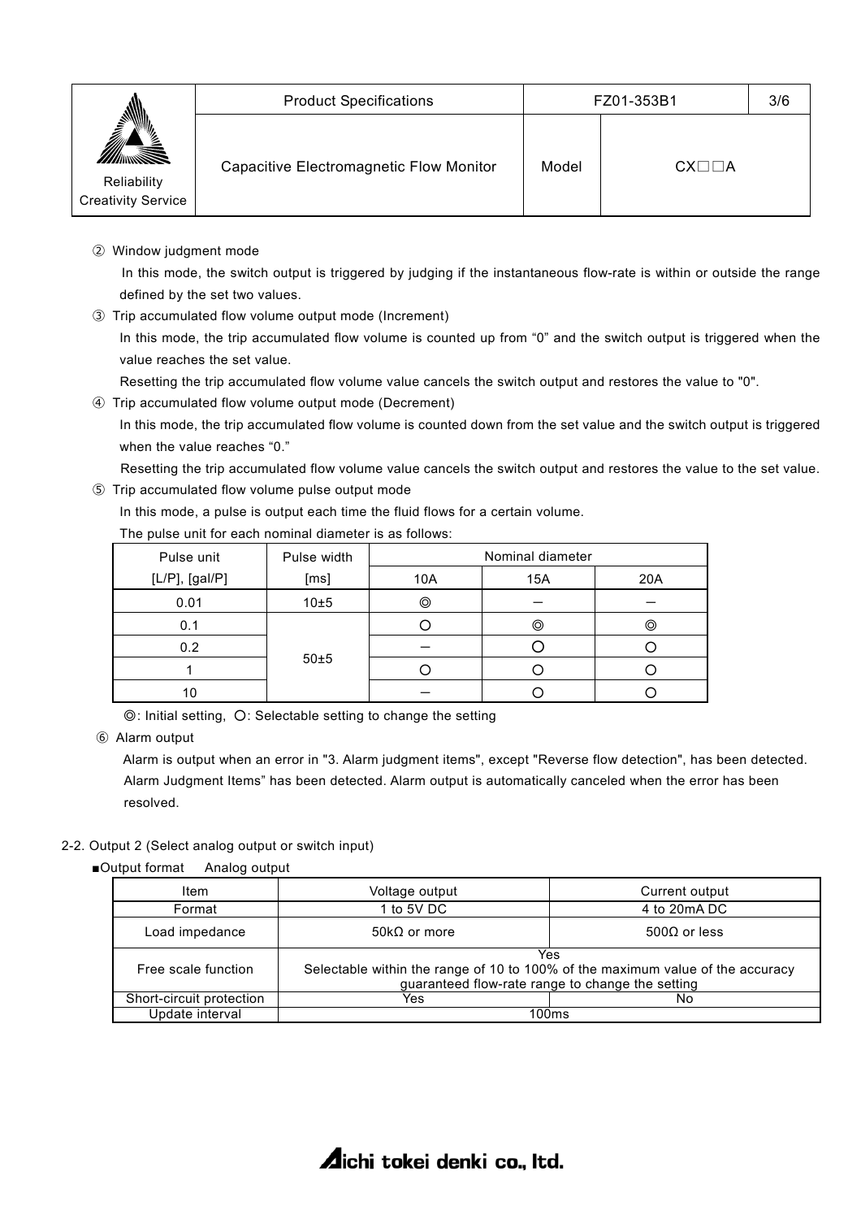② Window judgment mode

In this mode, the switch output is triggered by judging if the instantaneous flow-rate is within or outside the range defined by the set two values.

③ Trip accumulated flow volume output mode (Increment)

In this mode, the trip accumulated flow volume is counted up from “0” and the switch output is triggered when the value reaches the set value.

Resetting the trip accumulated flow volume value cancels the switch output and restores the value to "0".

④ Trip accumulated flow volume output mode (Decrement)

In this mode, the trip accumulated flow volume is counted down from the set value and the switch output is triggered when the value reaches “0.”

Resetting the trip accumulated flow volume value cancels the switch output and restores the value to the set value.

⑤ Trip accumulated flow volume pulse output mode

In this mode, a pulse is output each time the fluid flows for a certain volume.

The pulse unit for each nominal diameter is as follows:

| Pulse unit [L/P], [gal/P] | Pulse width [ms] | Nominal diameter | | |
|---|---|---|---|---|
| | | 10A | 15A | 20A |
| 0.01 | 10±5 | ◎ | ― | ― |
| 0.1 | 50±5 | ○ | ◎ | ◎ |
| 0.2 | | ― | ○ | ○ |
| 1 | | ○ | ○ | ○ |
| 10 | | ― | ○ | ○ |

◎: Initial setting, ○: Selectable setting to change the setting

⑥ Alarm output

Alarm is output when an error in "3. Alarm judgment items", except "Reverse flow detection", has been detected. Alarm Judgment Items” has been detected. Alarm output is automatically canceled when the error has been resolved.

2-2. Output 2 (Select analog output or switch input)

■Output format　Analog output

| Item | Voltage output | Current output |
|---|---|---|
| Format | 1 to 5V DC | 4 to 20mA DC |
| Load impedance | 50kΩ or more | 500Ω or less |
| Free scale function | Yes<br>Selectable within the range of 10 to 100% of the maximum value of the accuracy guaranteed flow-rate range to change the setting | |
| Short-circuit protection | Yes | No |
| Update interval | 100ms | |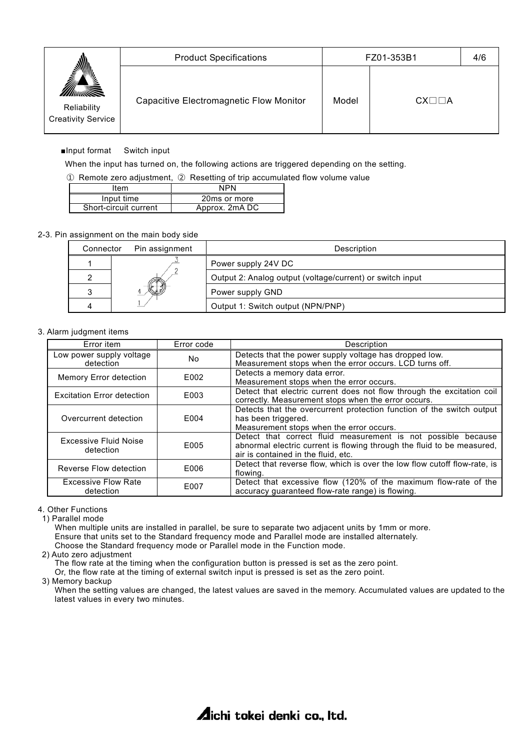■Input format　Switch input

When the input has turned on, the following actions are triggered depending on the setting.

① Remote zero adjustment, ② Resetting of trip accumulated flow volume value

| Item | NPN |
|---|---|
| Input time | 20ms or more |
| Short-circuit current | Approx. 2mA DC |

2-3. Pin assignment on the main body side

| Connector | Pin assignment | Description |
|---|---|---|
| 1 | | Power supply 24V DC |
| 2 | | Output 2: Analog output (voltage/current) or switch input |
| 3 | | Power supply GND |
| 4 | | Output 1: Switch output (NPN/PNP) |

3. Alarm judgment items

| Error item | Error code | Description |
|---|---|---|
| Low power supply voltage detection | No | Detects that the power supply voltage has dropped low. Measurement stops when the error occurs. LCD turns off. |
| Memory Error detection | E002 | Detects a memory data error. Measurement stops when the error occurs. |
| Excitation Error detection | E003 | Detect that electric current does not flow through the excitation coil correctly. Measurement stops when the error occurs. |
| Overcurrent detection | E004 | Detects that the overcurrent protection function of the switch output has been triggered. Measurement stops when the error occurs. |
| Excessive Fluid Noise detection | E005 | Detect that correct fluid measurement is not possible because abnormal electric current is flowing through the fluid to be measured, air is contained in the fluid, etc. |
| Reverse Flow detection | E006 | Detect that reverse flow, which is over the low flow cutoff flow-rate, is flowing. |
| Excessive Flow Rate detection | E007 | Detect that excessive flow (120% of the maximum flow-rate of the accuracy guaranteed flow-rate range) is flowing. |

4. Other Functions

1) Parallel mode

When multiple units are installed in parallel, be sure to separate two adjacent units by 1mm or more.
Ensure that units set to the Standard frequency mode and Parallel mode are installed alternately.
Choose the Standard frequency mode or Parallel mode in the Function mode.

2) Auto zero adjustment

The flow rate at the timing when the configuration button is pressed is set as the zero point.
Or, the flow rate at the timing of external switch input is pressed is set as the zero point.

3) Memory backup

When the setting values are changed, the latest values are saved in the memory. Accumulated values are updated to the latest values in every two minutes.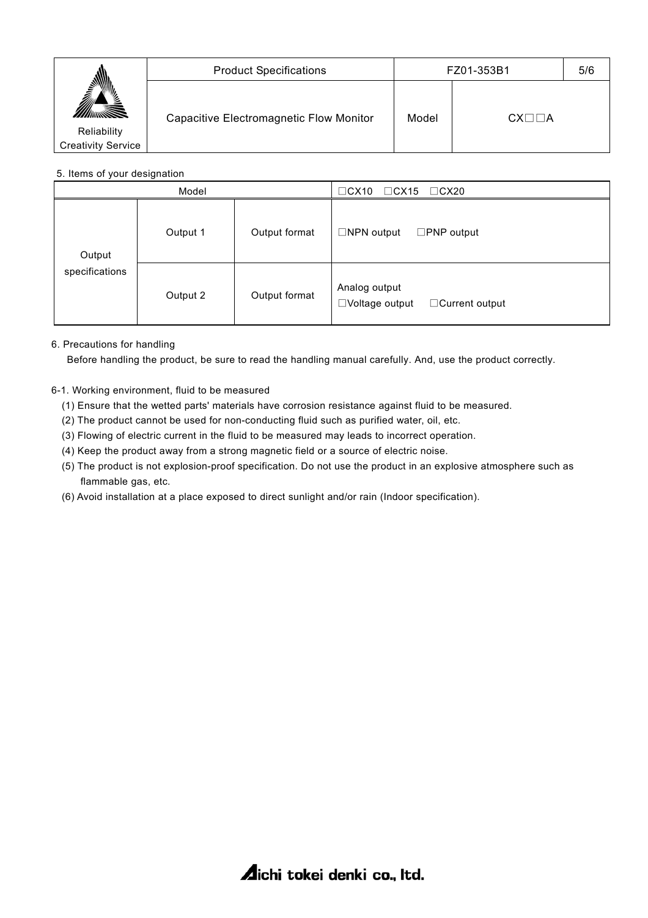5. Items of your designation

| Model | | | □CX10 □CX15 □CX20 |
|---|---|---|---|
| Output specifications | Output 1 | Output format | □NPN output □PNP output |
| | Output 2 | Output format | Analog output<br>□Voltage output □Current output |

6. Precautions for handling

Before handling the product, be sure to read the handling manual carefully. And, use the product correctly.

6-1. Working environment, fluid to be measured

(1) Ensure that the wetted parts' materials have corrosion resistance against fluid to be measured.
(2) The product cannot be used for non-conducting fluid such as purified water, oil, etc.
(3) Flowing of electric current in the fluid to be measured may leads to incorrect operation.
(4) Keep the product away from a strong magnetic field or a source of electric noise.
(5) The product is not explosion-proof specification. Do not use the product in an explosive atmosphere such as flammable gas, etc.
(6) Avoid installation at a place exposed to direct sunlight and/or rain (Indoor specification).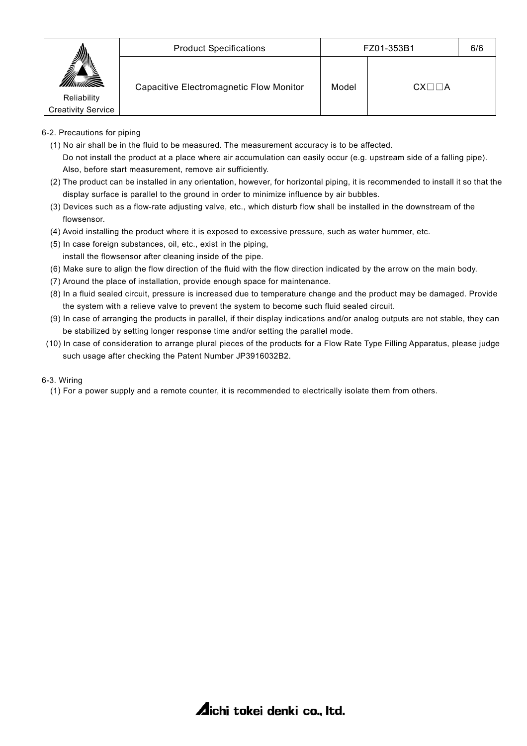## 6-2. Precautions for piping

(1) No air shall be in the fluid to be measured. The measurement accuracy is to be affected.
Do not install the product at a place where air accumulation can easily occur (e.g. upstream side of a falling pipe).
Also, before start measurement, remove air sufficiently.

(2) The product can be installed in any orientation, however, for horizontal piping, it is recommended to install it so that the display surface is parallel to the ground in order to minimize influence by air bubbles.

(3) Devices such as a flow-rate adjusting valve, etc., which disturb flow shall be installed in the downstream of the flowsensor.

(4) Avoid installing the product where it is exposed to excessive pressure, such as water hummer, etc.

(5) In case foreign substances, oil, etc., exist in the piping,
install the flowsensor after cleaning inside of the pipe.

(6) Make sure to align the flow direction of the fluid with the flow direction indicated by the arrow on the main body.

(7) Around the place of installation, provide enough space for maintenance.

(8) In a fluid sealed circuit, pressure is increased due to temperature change and the product may be damaged. Provide the system with a relieve valve to prevent the system to become such fluid sealed circuit.

(9) In case of arranging the products in parallel, if their display indications and/or analog outputs are not stable, they can be stabilized by setting longer response time and/or setting the parallel mode.

(10) In case of consideration to arrange plural pieces of the products for a Flow Rate Type Filling Apparatus, please judge such usage after checking the Patent Number JP3916032B2.

## 6-3. Wiring

(1) For a power supply and a remote counter, it is recommended to electrically isolate them from others.